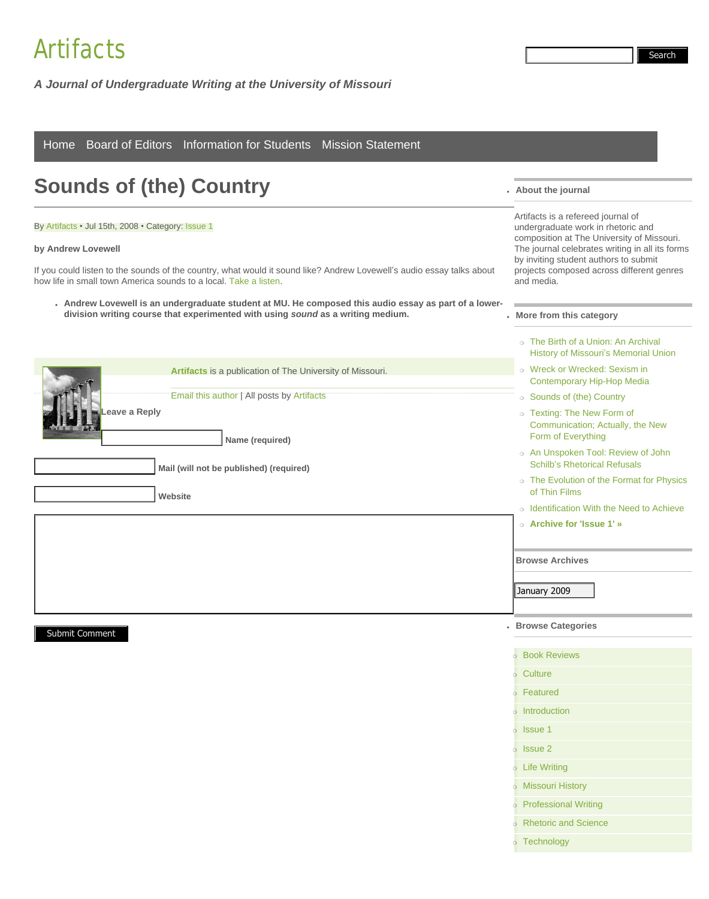# Artifacts

*A Journal of Undergraduate Writing at the University of Missouri*

Search

Home   Board of Editors   Information for Students   Mission Statement

## Sounds of (the) Country

By Artifacts • Jul 15th, 2008 • Category: Issue 1

**by Andrew Lovewell**

If you could listen to the sounds of the country, what would it sound like? Andrew Lovewell's audio essay talks about how life in small town America sounds to a local. Take a listen.

- **Andrew Lovewell is an undergraduate student at MU. He composed this audio essay as part of a lower-division writing course that experimented with using *sound* as a writing medium.**

**Artifacts** is a publication of The University of Missouri.

Email this author | All posts by Artifacts

**Leave a Reply**

**Name (required)**

**Mail (will not be published) (required)**

**Website**

Submit Comment

- **About the journal**

Artifacts is a refereed journal of undergraduate work in rhetoric and composition at The University of Missouri. The journal celebrates writing in all its forms by inviting student authors to submit projects composed across different genres and media.

- **More from this category**
  - The Birth of a Union: An Archival History of Missouri's Memorial Union
  - Wreck or Wrecked: Sexism in Contemporary Hip-Hop Media
  - Sounds of (the) Country
  - Texting: The New Form of Communication; Actually, the New Form of Everything
  - An Unspoken Tool: Review of John Schilb's Rhetorical Refusals
  - The Evolution of the Format for Physics of Thin Films
  - Identification With the Need to Achieve
  - **Archive for 'Issue 1' »**

**Browse Archives**

January 2009

- **Browse Categories**
  - Book Reviews
  - Culture
  - Featured
  - Introduction
  - Issue 1
  - Issue 2
  - Life Writing
  - Missouri History
  - Professional Writing
  - Rhetoric and Science
  - Technology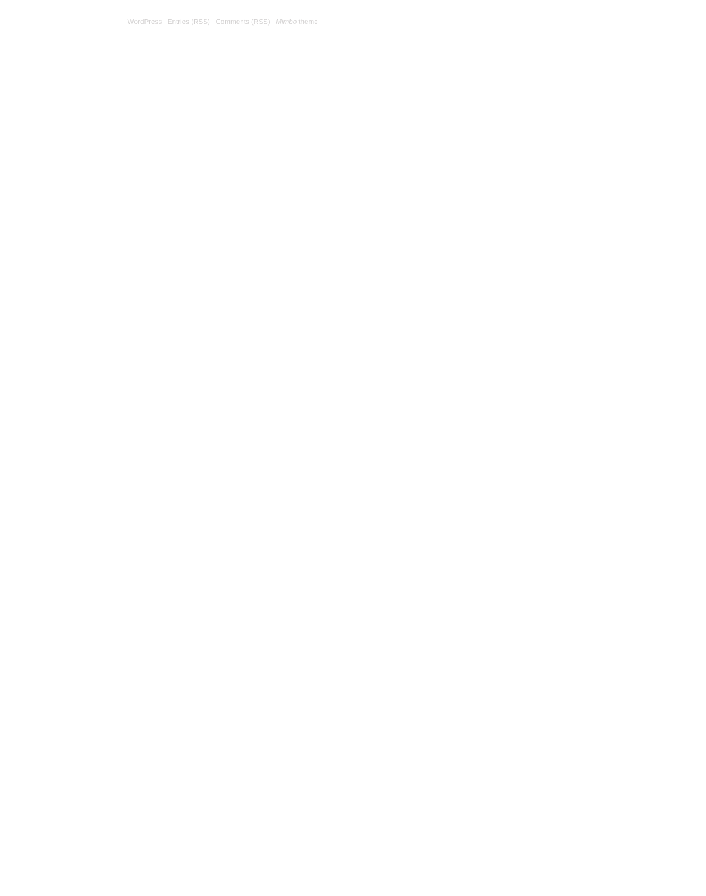WordPress Entries (RSS) Comments (RSS) *Mimbo* theme